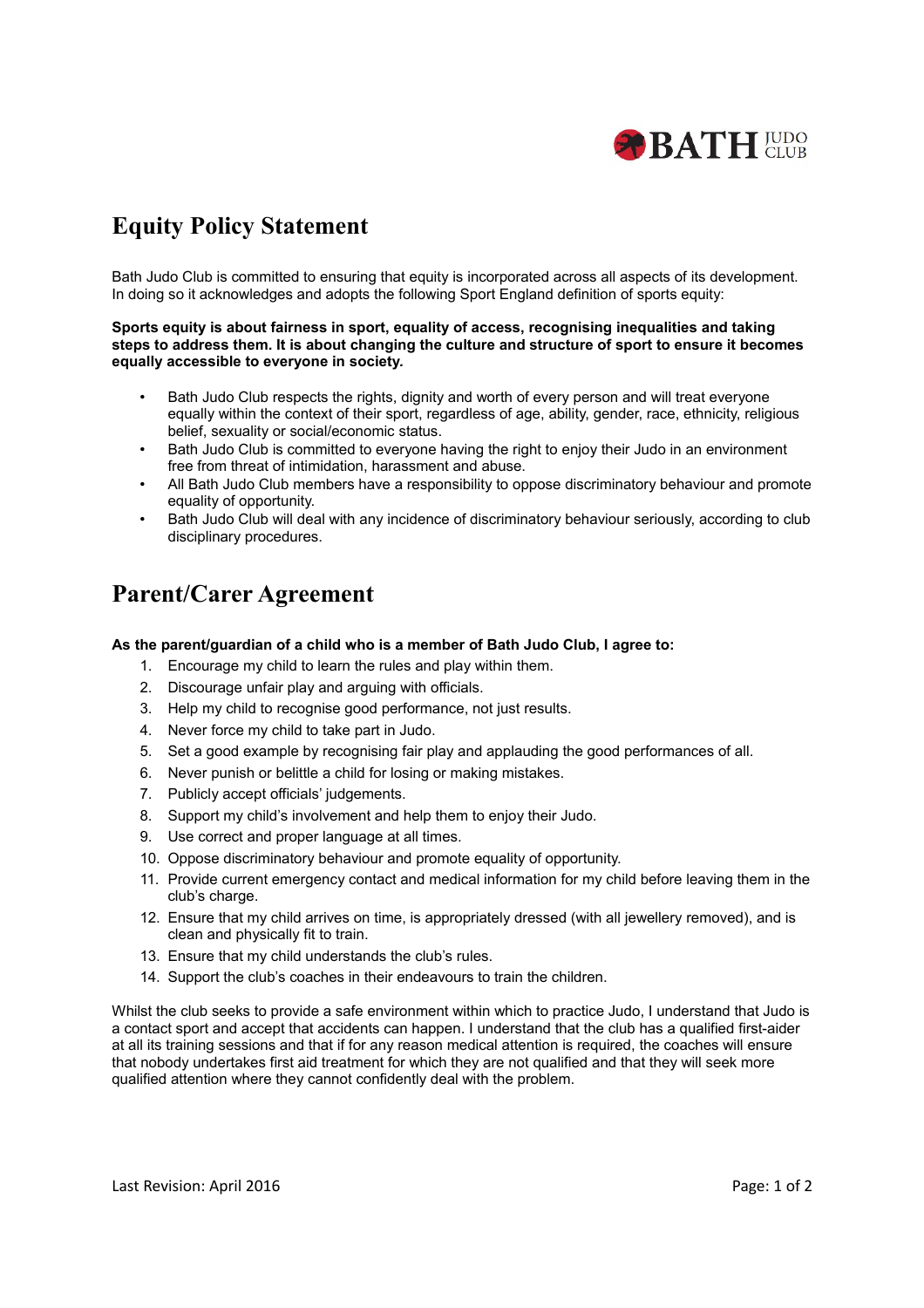# Equity Policy Statement

Bath Judo Club is committed to ensuring that equity is incorporated across all aspects of its development. In doing so it acknowledges and adopts the following Sport England definition of sports equity:

**Sports equity is about fairness in sport, equality of access, recognising inequalities and taking steps to address them. It is about changing the culture and structure of sport to ensure it becomes equally accessible to everyone in society.**

- Bath Judo Club respects the rights, dignity and worth of every person and will treat everyone equally within the context of their sport, regardless of age, ability, gender, race, ethnicity, religious belief, sexuality or social/economic status.
- Bath Judo Club is committed to everyone having the right to enjoy their Judo in an environment free from threat of intimidation, harassment and abuse.
- All Bath Judo Club members have a responsibility to oppose discriminatory behaviour and promote equality of opportunity.
- Bath Judo Club will deal with any incidence of discriminatory behaviour seriously, according to club disciplinary procedures.

# Parent/Carer Agreement

**As the parent/guardian of a child who is a member of Bath Judo Club, I agree to:**

1. Encourage my child to learn the rules and play within them.
2. Discourage unfair play and arguing with officials.
3. Help my child to recognise good performance, not just results.
4. Never force my child to take part in Judo.
5. Set a good example by recognising fair play and applauding the good performances of all.
6. Never punish or belittle a child for losing or making mistakes.
7. Publicly accept officials' judgements.
8. Support my child's involvement and help them to enjoy their Judo.
9. Use correct and proper language at all times.
10. Oppose discriminatory behaviour and promote equality of opportunity.
11. Provide current emergency contact and medical information for my child before leaving them in the club's charge.
12. Ensure that my child arrives on time, is appropriately dressed (with all jewellery removed), and is clean and physically fit to train.
13. Ensure that my child understands the club's rules.
14. Support the club's coaches in their endeavours to train the children.

Whilst the club seeks to provide a safe environment within which to practice Judo, I understand that Judo is a contact sport and accept that accidents can happen. I understand that the club has a qualified first-aider at all its training sessions and that if for any reason medical attention is required, the coaches will ensure that nobody undertakes first aid treatment for which they are not qualified and that they will seek more qualified attention where they cannot confidently deal with the problem.

Last Revision: April 2016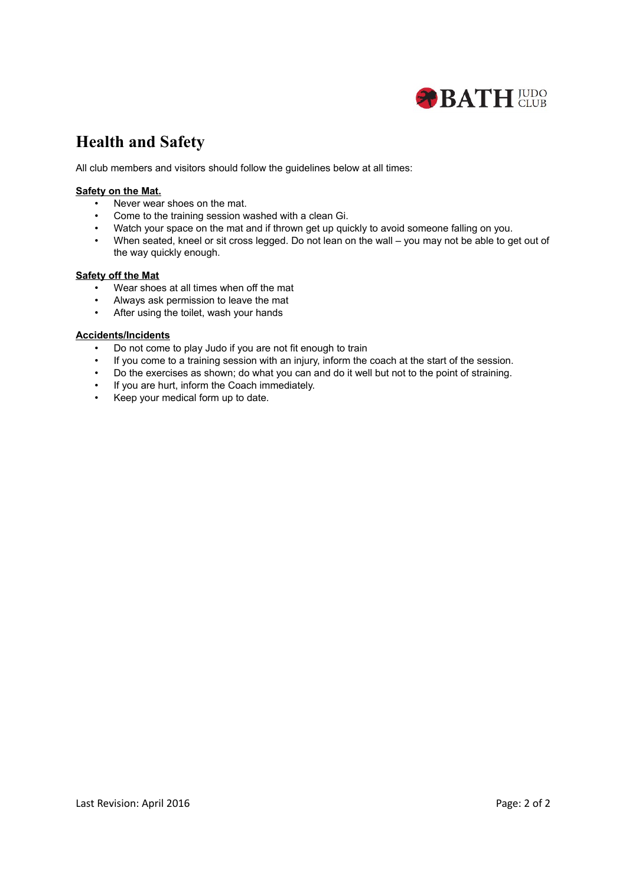# Health and Safety

All club members and visitors should follow the guidelines below at all times:

**Safety on the Mat.**

- Never wear shoes on the mat.
- Come to the training session washed with a clean Gi.
- Watch your space on the mat and if thrown get up quickly to avoid someone falling on you.
- When seated, kneel or sit cross legged. Do not lean on the wall – you may not be able to get out of the way quickly enough.

**Safety off the Mat**

- Wear shoes at all times when off the mat
- Always ask permission to leave the mat
- After using the toilet, wash your hands

**Accidents/Incidents**

- Do not come to play Judo if you are not fit enough to train
- If you come to a training session with an injury, inform the coach at the start of the session.
- Do the exercises as shown; do what you can and do it well but not to the point of straining.
- If you are hurt, inform the Coach immediately.
- Keep your medical form up to date.

Last Revision: April 2016